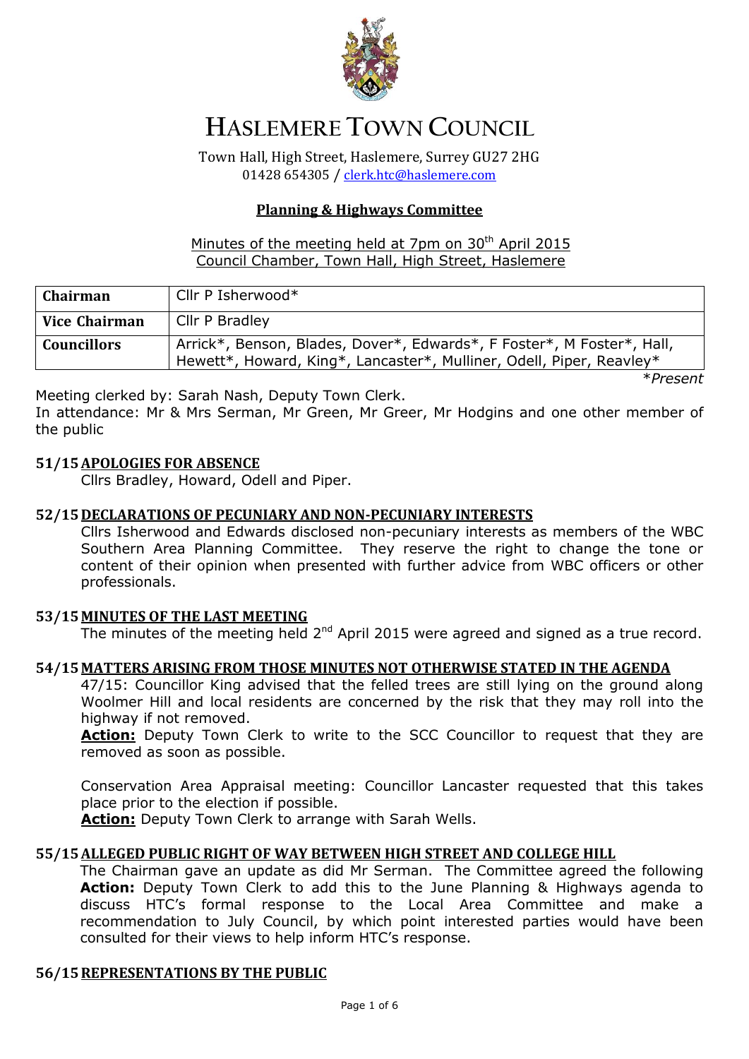# HASLEMERE TOWN COUNCIL

Town Hall, High Street, Haslemere, Surrey GU27 2HG
01428 654305 / clerk.htc@haslemere.com

## Planning & Highways Committee

Minutes of the meeting held at 7pm on 30th April 2015
Council Chamber, Town Hall, High Street, Haslemere

| | |
|---|---|
| **Chairman** | Cllr P Isherwood* |
| **Vice Chairman** | Cllr P Bradley |
| **Councillors** | Arrick*, Benson, Blades, Dover*, Edwards*, F Foster*, M Foster*, Hall, Hewett*, Howard, King*, Lancaster*, Mulliner, Odell, Piper, Reavley* |

*\*Present*

Meeting clerked by: Sarah Nash, Deputy Town Clerk.
In attendance: Mr & Mrs Serman, Mr Green, Mr Greer, Mr Hodgins and one other member of the public

### 51/15 APOLOGIES FOR ABSENCE

Cllrs Bradley, Howard, Odell and Piper.

### 52/15 DECLARATIONS OF PECUNIARY AND NON-PECUNIARY INTERESTS

Cllrs Isherwood and Edwards disclosed non-pecuniary interests as members of the WBC Southern Area Planning Committee. They reserve the right to change the tone or content of their opinion when presented with further advice from WBC officers or other professionals.

### 53/15 MINUTES OF THE LAST MEETING

The minutes of the meeting held 2nd April 2015 were agreed and signed as a true record.

### 54/15 MATTERS ARISING FROM THOSE MINUTES NOT OTHERWISE STATED IN THE AGENDA

47/15: Councillor King advised that the felled trees are still lying on the ground along Woolmer Hill and local residents are concerned by the risk that they may roll into the highway if not removed.

**Action:** Deputy Town Clerk to write to the SCC Councillor to request that they are removed as soon as possible.

Conservation Area Appraisal meeting: Councillor Lancaster requested that this takes place prior to the election if possible.

**Action:** Deputy Town Clerk to arrange with Sarah Wells.

### 55/15 ALLEGED PUBLIC RIGHT OF WAY BETWEEN HIGH STREET AND COLLEGE HILL

The Chairman gave an update as did Mr Serman. The Committee agreed the following

**Action:** Deputy Town Clerk to add this to the June Planning & Highways agenda to discuss HTC's formal response to the Local Area Committee and make a recommendation to July Council, by which point interested parties would have been consulted for their views to help inform HTC's response.

### 56/15 REPRESENTATIONS BY THE PUBLIC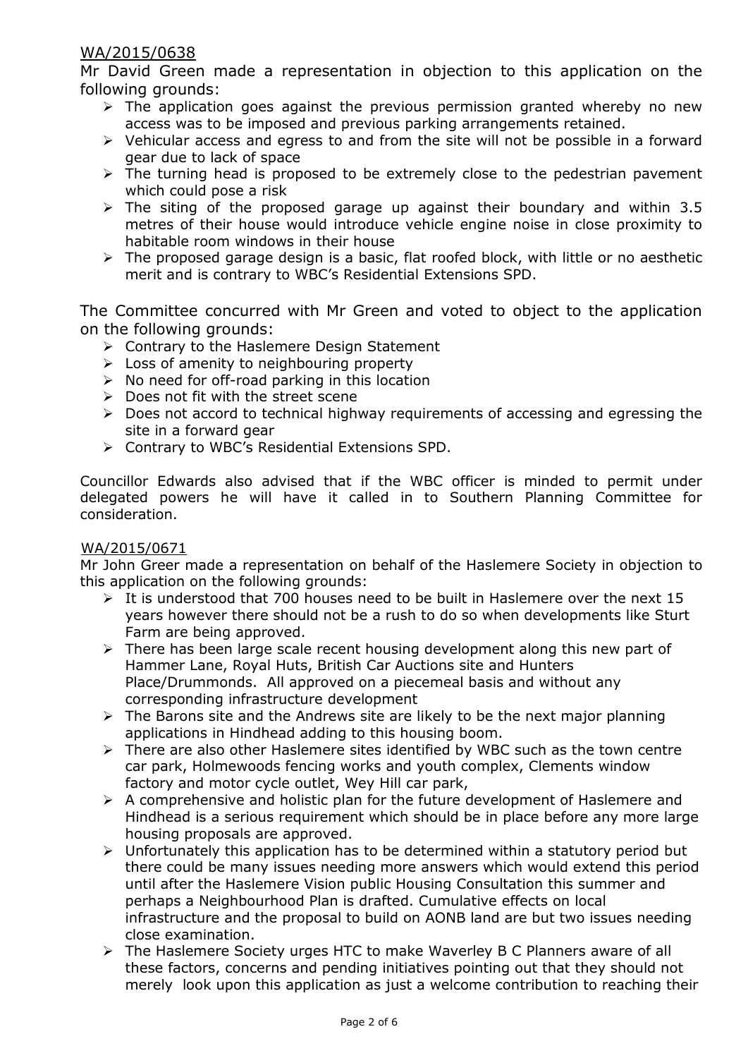WA/2015/0638

Mr David Green made a representation in objection to this application on the following grounds:

- The application goes against the previous permission granted whereby no new access was to be imposed and previous parking arrangements retained.
- Vehicular access and egress to and from the site will not be possible in a forward gear due to lack of space
- The turning head is proposed to be extremely close to the pedestrian pavement which could pose a risk
- The siting of the proposed garage up against their boundary and within 3.5 metres of their house would introduce vehicle engine noise in close proximity to habitable room windows in their house
- The proposed garage design is a basic, flat roofed block, with little or no aesthetic merit and is contrary to WBC's Residential Extensions SPD.

The Committee concurred with Mr Green and voted to object to the application on the following grounds:

- Contrary to the Haslemere Design Statement
- Loss of amenity to neighbouring property
- No need for off-road parking in this location
- Does not fit with the street scene
- Does not accord to technical highway requirements of accessing and egressing the site in a forward gear
- Contrary to WBC's Residential Extensions SPD.

Councillor Edwards also advised that if the WBC officer is minded to permit under delegated powers he will have it called in to Southern Planning Committee for consideration.

WA/2015/0671

Mr John Greer made a representation on behalf of the Haslemere Society in objection to this application on the following grounds:

- It is understood that 700 houses need to be built in Haslemere over the next 15 years however there should not be a rush to do so when developments like Sturt Farm are being approved.
- There has been large scale recent housing development along this new part of Hammer Lane, Royal Huts, British Car Auctions site and Hunters Place/Drummonds. All approved on a piecemeal basis and without any corresponding infrastructure development
- The Barons site and the Andrews site are likely to be the next major planning applications in Hindhead adding to this housing boom.
- There are also other Haslemere sites identified by WBC such as the town centre car park, Holmewoods fencing works and youth complex, Clements window factory and motor cycle outlet, Wey Hill car park,
- A comprehensive and holistic plan for the future development of Haslemere and Hindhead is a serious requirement which should be in place before any more large housing proposals are approved.
- Unfortunately this application has to be determined within a statutory period but there could be many issues needing more answers which would extend this period until after the Haslemere Vision public Housing Consultation this summer and perhaps a Neighbourhood Plan is drafted. Cumulative effects on local infrastructure and the proposal to build on AONB land are but two issues needing close examination.
- The Haslemere Society urges HTC to make Waverley B C Planners aware of all these factors, concerns and pending initiatives pointing out that they should not merely look upon this application as just a welcome contribution to reaching their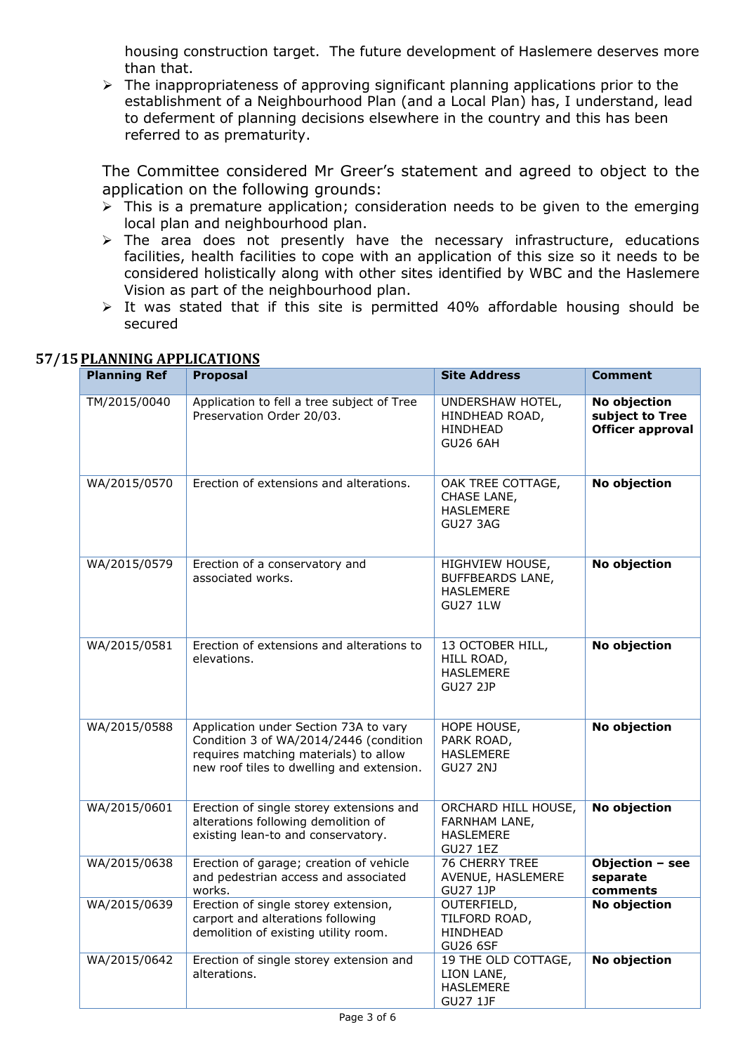housing construction target. The future development of Haslemere deserves more than that.

- The inappropriateness of approving significant planning applications prior to the establishment of a Neighbourhood Plan (and a Local Plan) has, I understand, lead to deferment of planning decisions elsewhere in the country and this has been referred to as prematurity.

The Committee considered Mr Greer's statement and agreed to object to the application on the following grounds:

- This is a premature application; consideration needs to be given to the emerging local plan and neighbourhood plan.
- The area does not presently have the necessary infrastructure, educations facilities, health facilities to cope with an application of this size so it needs to be considered holistically along with other sites identified by WBC and the Haslemere Vision as part of the neighbourhood plan.
- It was stated that if this site is permitted 40% affordable housing should be secured

## 57/15 PLANNING APPLICATIONS

| Planning Ref | Proposal | Site Address | Comment |
|---|---|---|---|
| TM/2015/0040 | Application to fell a tree subject of Tree Preservation Order 20/03. | UNDERSHAW HOTEL, HINDHEAD ROAD, HINDHEAD GU26 6AH | **No objection subject to Tree Officer approval** |
| WA/2015/0570 | Erection of extensions and alterations. | OAK TREE COTTAGE, CHASE LANE, HASLEMERE GU27 3AG | **No objection** |
| WA/2015/0579 | Erection of a conservatory and associated works. | HIGHVIEW HOUSE, BUFFBEARDS LANE, HASLEMERE GU27 1LW | **No objection** |
| WA/2015/0581 | Erection of extensions and alterations to elevations. | 13 OCTOBER HILL, HILL ROAD, HASLEMERE GU27 2JP | **No objection** |
| WA/2015/0588 | Application under Section 73A to vary Condition 3 of WA/2014/2446 (condition requires matching materials) to allow new roof tiles to dwelling and extension. | HOPE HOUSE, PARK ROAD, HASLEMERE GU27 2NJ | **No objection** |
| WA/2015/0601 | Erection of single storey extensions and alterations following demolition of existing lean-to and conservatory. | ORCHARD HILL HOUSE, FARNHAM LANE, HASLEMERE GU27 1EZ | **No objection** |
| WA/2015/0638 | Erection of garage; creation of vehicle and pedestrian access and associated works. | 76 CHERRY TREE AVENUE, HASLEMERE GU27 1JP | **Objection – see separate comments** |
| WA/2015/0639 | Erection of single storey extension, carport and alterations following demolition of existing utility room. | OUTERFIELD, TILFORD ROAD, HINDHEAD GU26 6SF | **No objection** |
| WA/2015/0642 | Erection of single storey extension and alterations. | 19 THE OLD COTTAGE, LION LANE, HASLEMERE GU27 1JF | **No objection** |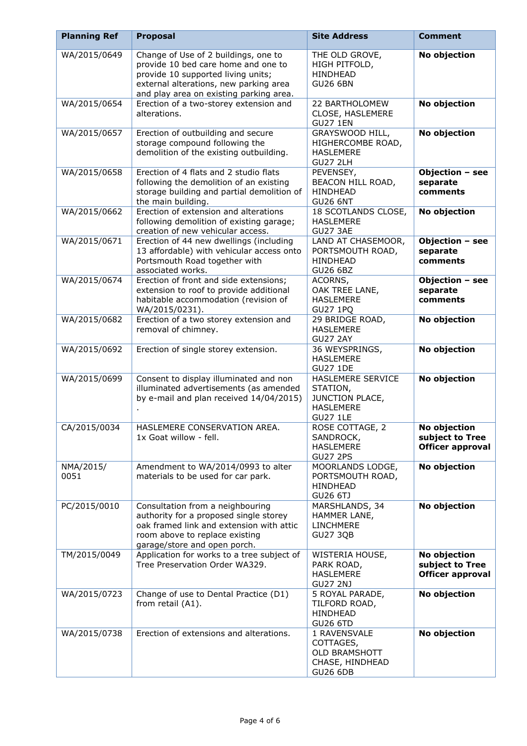| Planning Ref | Proposal | Site Address | Comment |
| --- | --- | --- | --- |
| WA/2015/0649 | Change of Use of 2 buildings, one to provide 10 bed care home and one to provide 10 supported living units; external alterations, new parking area and play area on existing parking area. | THE OLD GROVE, HIGH PITFOLD, HINDHEAD GU26 6BN | **No objection** |
| WA/2015/0654 | Erection of a two-storey extension and alterations. | 22 BARTHOLOMEW CLOSE, HASLEMERE GU27 1EN | **No objection** |
| WA/2015/0657 | Erection of outbuilding and secure storage compound following the demolition of the existing outbuilding. | GRAYSWOOD HILL, HIGHERCOMBE ROAD, HASLEMERE GU27 2LH | **No objection** |
| WA/2015/0658 | Erection of 4 flats and 2 studio flats following the demolition of an existing storage building and partial demolition of the main building. | PEVENSEY, BEACON HILL ROAD, HINDHEAD GU26 6NT | **Objection – see separate comments** |
| WA/2015/0662 | Erection of extension and alterations following demolition of existing garage; creation of new vehicular access. | 18 SCOTLANDS CLOSE, HASLEMERE GU27 3AE | **No objection** |
| WA/2015/0671 | Erection of 44 new dwellings (including 13 affordable) with vehicular access onto Portsmouth Road together with associated works. | LAND AT CHASEMOOR, PORTSMOUTH ROAD, HINDHEAD GU26 6BZ | **Objection – see separate comments** |
| WA/2015/0674 | Erection of front and side extensions; extension to roof to provide additional habitable accommodation (revision of WA/2015/0231). | ACORNS, OAK TREE LANE, HASLEMERE GU27 1PQ | **Objection – see separate comments** |
| WA/2015/0682 | Erection of a two storey extension and removal of chimney. | 29 BRIDGE ROAD, HASLEMERE GU27 2AY | **No objection** |
| WA/2015/0692 | Erection of single storey extension. | 36 WEYSPRINGS, HASLEMERE GU27 1DE | **No objection** |
| WA/2015/0699 | Consent to display illuminated and non illuminated advertisements (as amended by e-mail and plan received 14/04/2015) . | HASLEMERE SERVICE STATION, JUNCTION PLACE, HASLEMERE GU27 1LE | **No objection** |
| CA/2015/0034 | HASLEMERE CONSERVATION AREA. 1x Goat willow - fell. | ROSE COTTAGE, 2 SANDROCK, HASLEMERE GU27 2PS | **No objection subject to Tree Officer approval** |
| NMA/2015/ 0051 | Amendment to WA/2014/0993 to alter materials to be used for car park. | MOORLANDS LODGE, PORTSMOUTH ROAD, HINDHEAD GU26 6TJ | **No objection** |
| PC/2015/0010 | Consultation from a neighbouring authority for a proposed single storey oak framed link and extension with attic room above to replace existing garage/store and open porch. | MARSHLANDS, 34 HAMMER LANE, LINCHMERE GU27 3QB | **No objection** |
| TM/2015/0049 | Application for works to a tree subject of Tree Preservation Order WA329. | WISTERIA HOUSE, PARK ROAD, HASLEMERE GU27 2NJ | **No objection subject to Tree Officer approval** |
| WA/2015/0723 | Change of use to Dental Practice (D1) from retail (A1). | 5 ROYAL PARADE, TILFORD ROAD, HINDHEAD GU26 6TD | **No objection** |
| WA/2015/0738 | Erection of extensions and alterations. | 1 RAVENSVALE COTTAGES, OLD BRAMSHOTT CHASE, HINDHEAD GU26 6DB | **No objection** |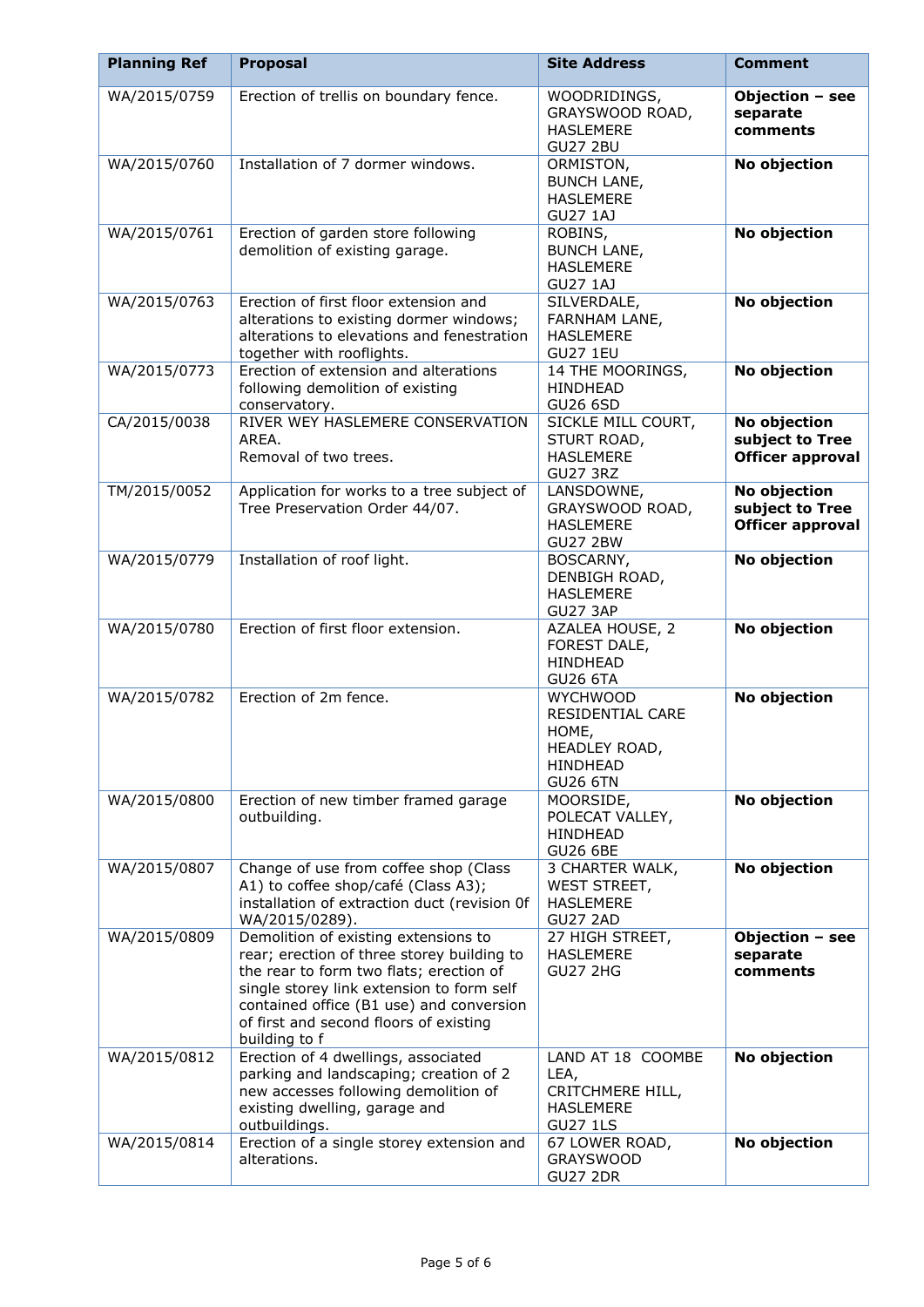| **Planning Ref** | **Proposal** | **Site Address** | **Comment** |
| --- | --- | --- | --- |
| WA/2015/0759 | Erection of trellis on boundary fence. | WOODRIDINGS, GRAYSWOOD ROAD, HASLEMERE GU27 2BU | **Objection – see separate comments** |
| WA/2015/0760 | Installation of 7 dormer windows. | ORMISTON, BUNCH LANE, HASLEMERE GU27 1AJ | **No objection** |
| WA/2015/0761 | Erection of garden store following demolition of existing garage. | ROBINS, BUNCH LANE, HASLEMERE GU27 1AJ | **No objection** |
| WA/2015/0763 | Erection of first floor extension and alterations to existing dormer windows; alterations to elevations and fenestration together with rooflights. | SILVERDALE, FARNHAM LANE, HASLEMERE GU27 1EU | **No objection** |
| WA/2015/0773 | Erection of extension and alterations following demolition of existing conservatory. | 14 THE MOORINGS, HINDHEAD GU26 6SD | **No objection** |
| CA/2015/0038 | RIVER WEY HASLEMERE CONSERVATION AREA. Removal of two trees. | SICKLE MILL COURT, STURT ROAD, HASLEMERE GU27 3RZ | **No objection subject to Tree Officer approval** |
| TM/2015/0052 | Application for works to a tree subject of Tree Preservation Order 44/07. | LANSDOWNE, GRAYSWOOD ROAD, HASLEMERE GU27 2BW | **No objection subject to Tree Officer approval** |
| WA/2015/0779 | Installation of roof light. | BOSCARNY, DENBIGH ROAD, HASLEMERE GU27 3AP | **No objection** |
| WA/2015/0780 | Erection of first floor extension. | AZALEA HOUSE, 2 FOREST DALE, HINDHEAD GU26 6TA | **No objection** |
| WA/2015/0782 | Erection of 2m fence. | WYCHWOOD RESIDENTIAL CARE HOME, HEADLEY ROAD, HINDHEAD GU26 6TN | **No objection** |
| WA/2015/0800 | Erection of new timber framed garage outbuilding. | MOORSIDE, POLECAT VALLEY, HINDHEAD GU26 6BE | **No objection** |
| WA/2015/0807 | Change of use from coffee shop (Class A1) to coffee shop/café (Class A3); installation of extraction duct (revision 0f WA/2015/0289). | 3 CHARTER WALK, WEST STREET, HASLEMERE GU27 2AD | **No objection** |
| WA/2015/0809 | Demolition of existing extensions to rear; erection of three storey building to the rear to form two flats; erection of single storey link extension to form self contained office (B1 use) and conversion of first and second floors of existing building to f | 27 HIGH STREET, HASLEMERE GU27 2HG | **Objection – see separate comments** |
| WA/2015/0812 | Erection of 4 dwellings, associated parking and landscaping; creation of 2 new accesses following demolition of existing dwelling, garage and outbuildings. | LAND AT 18 COOMBE LEA, CRITCHMERE HILL, HASLEMERE GU27 1LS | **No objection** |
| WA/2015/0814 | Erection of a single storey extension and alterations. | 67 LOWER ROAD, GRAYSWOOD GU27 2DR | **No objection** |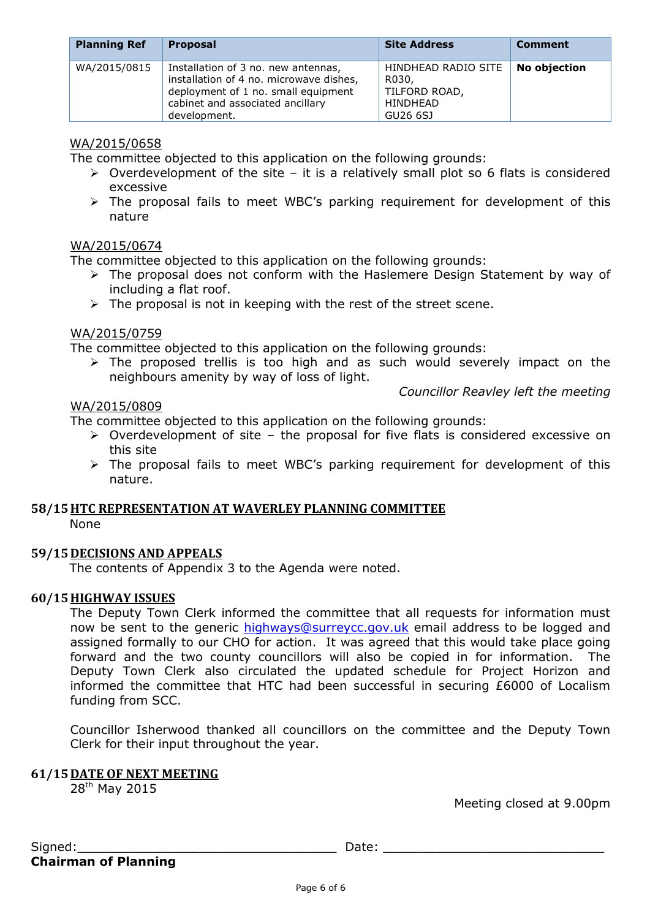| Planning Ref | Proposal | Site Address | Comment |
| --- | --- | --- | --- |
| WA/2015/0815 | Installation of 3 no. new antennas, installation of 4 no. microwave dishes, deployment of 1 no. small equipment cabinet and associated ancillary development. | HINDHEAD RADIO SITE R030, TILFORD ROAD, HINDHEAD GU26 6SJ | **No objection** |

WA/2015/0658

The committee objected to this application on the following grounds:

- Overdevelopment of the site – it is a relatively small plot so 6 flats is considered excessive
- The proposal fails to meet WBC's parking requirement for development of this nature

WA/2015/0674

The committee objected to this application on the following grounds:

- The proposal does not conform with the Haslemere Design Statement by way of including a flat roof.
- The proposal is not in keeping with the rest of the street scene.

WA/2015/0759

The committee objected to this application on the following grounds:

- The proposed trellis is too high and as such would severely impact on the neighbours amenity by way of loss of light.

*Councillor Reavley left the meeting*

WA/2015/0809

The committee objected to this application on the following grounds:

- Overdevelopment of site – the proposal for five flats is considered excessive on this site
- The proposal fails to meet WBC's parking requirement for development of this nature.

## 58/15 HTC REPRESENTATION AT WAVERLEY PLANNING COMMITTEE

None

## 59/15 DECISIONS AND APPEALS

The contents of Appendix 3 to the Agenda were noted.

## 60/15 HIGHWAY ISSUES

The Deputy Town Clerk informed the committee that all requests for information must now be sent to the generic highways@surreycc.gov.uk email address to be logged and assigned formally to our CHO for action. It was agreed that this would take place going forward and the two county councillors will also be copied in for information. The Deputy Town Clerk also circulated the updated schedule for Project Horizon and informed the committee that HTC had been successful in securing £6000 of Localism funding from SCC.

Councillor Isherwood thanked all councillors on the committee and the Deputy Town Clerk for their input throughout the year.

## 61/15 DATE OF NEXT MEETING

28th May 2015

Meeting closed at 9.00pm

Signed:_________________________________ Date: ____________________________

**Chairman of Planning**